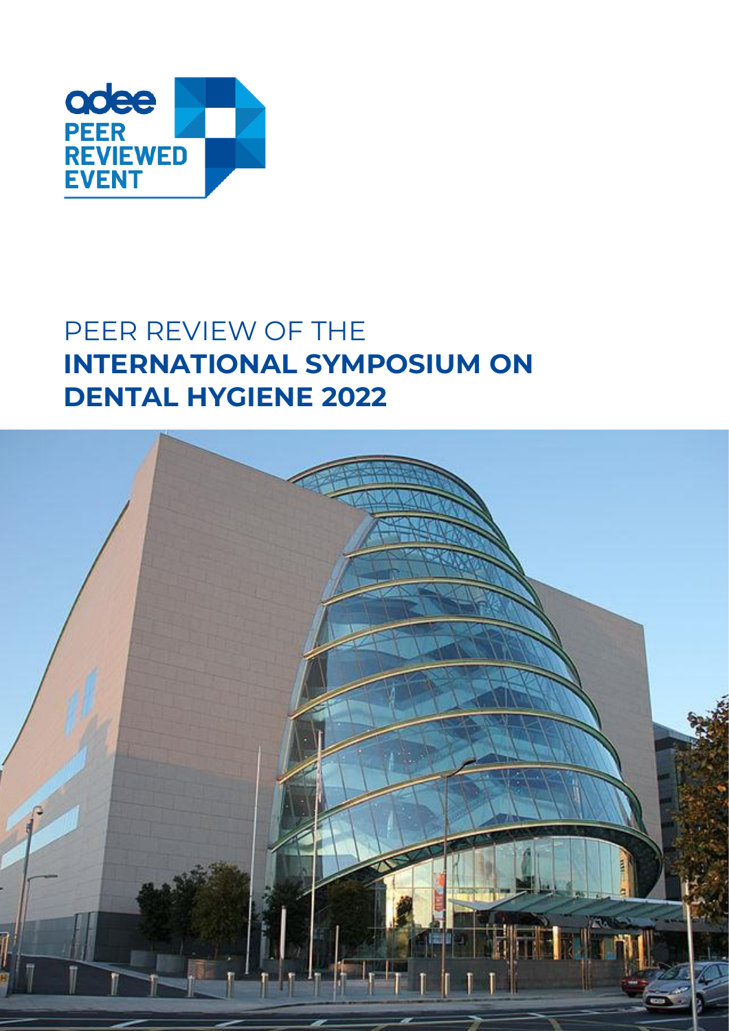adee PEER REVIEWED EVENT

# PEER REVIEW OF THE **INTERNATIONAL SYMPOSIUM ON DENTAL HYGIENE 2022**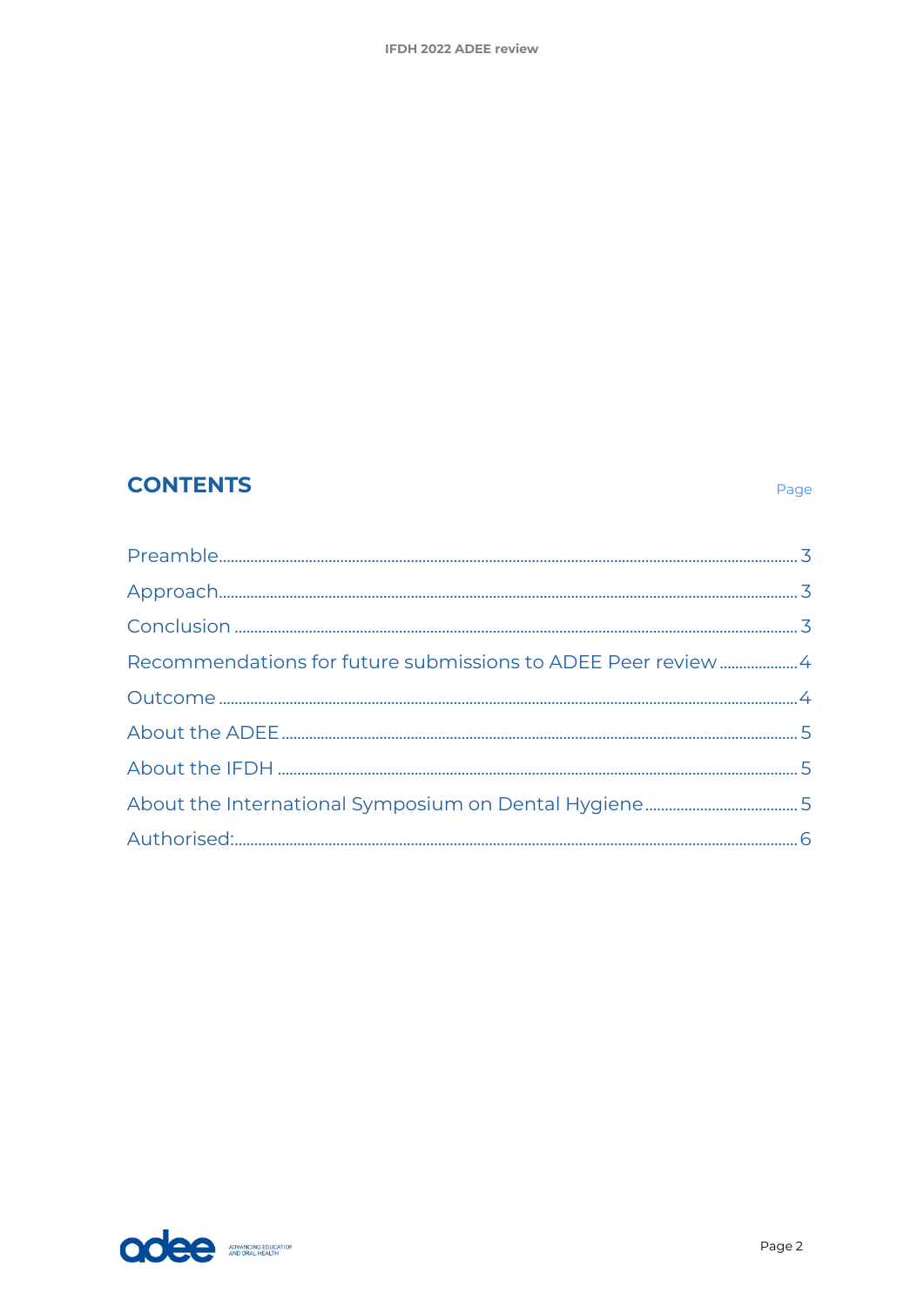## CONTENTS

| | Page |
|---|---|
| Preamble | 3 |
| Approach | 3 |
| Conclusion | 3 |
| Recommendations for future submissions to ADEE Peer review | 4 |
| Outcome | 4 |
| About the ADEE | 5 |
| About the IFDH | 5 |
| About the International Symposium on Dental Hygiene | 5 |
| Authorised: | 6 |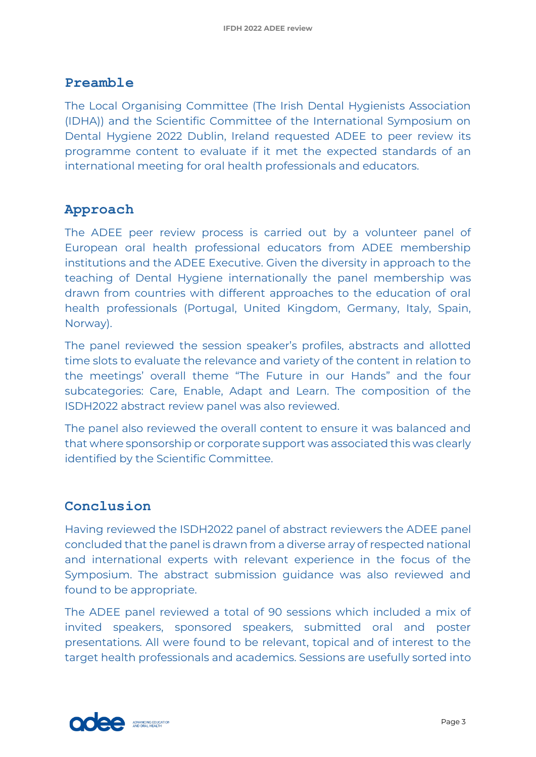## Preamble

The Local Organising Committee (The Irish Dental Hygienists Association (IDHA)) and the Scientific Committee of the International Symposium on Dental Hygiene 2022 Dublin, Ireland requested ADEE to peer review its programme content to evaluate if it met the expected standards of an international meeting for oral health professionals and educators.

## Approach

The ADEE peer review process is carried out by a volunteer panel of European oral health professional educators from ADEE membership institutions and the ADEE Executive. Given the diversity in approach to the teaching of Dental Hygiene internationally the panel membership was drawn from countries with different approaches to the education of oral health professionals (Portugal, United Kingdom, Germany, Italy, Spain, Norway).

The panel reviewed the session speaker's profiles, abstracts and allotted time slots to evaluate the relevance and variety of the content in relation to the meetings' overall theme "The Future in our Hands" and the four subcategories: Care, Enable, Adapt and Learn. The composition of the ISDH2022 abstract review panel was also reviewed.

The panel also reviewed the overall content to ensure it was balanced and that where sponsorship or corporate support was associated this was clearly identified by the Scientific Committee.

## Conclusion

Having reviewed the ISDH2022 panel of abstract reviewers the ADEE panel concluded that the panel is drawn from a diverse array of respected national and international experts with relevant experience in the focus of the Symposium. The abstract submission guidance was also reviewed and found to be appropriate.

The ADEE panel reviewed a total of 90 sessions which included a mix of invited speakers, sponsored speakers, submitted oral and poster presentations. All were found to be relevant, topical and of interest to the target health professionals and academics. Sessions are usefully sorted into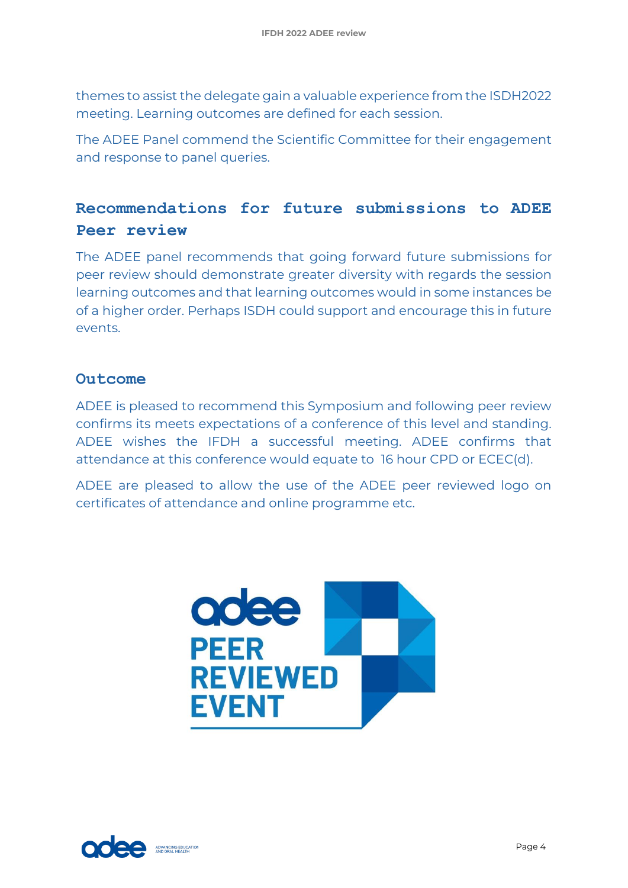themes to assist the delegate gain a valuable experience from the ISDH2022 meeting. Learning outcomes are defined for each session.

The ADEE Panel commend the Scientific Committee for their engagement and response to panel queries.

## Recommendations for future submissions to ADEE Peer review

The ADEE panel recommends that going forward future submissions for peer review should demonstrate greater diversity with regards the session learning outcomes and that learning outcomes would in some instances be of a higher order. Perhaps ISDH could support and encourage this in future events.

## Outcome

ADEE is pleased to recommend this Symposium and following peer review confirms its meets expectations of a conference of this level and standing. ADEE wishes the IFDH a successful meeting. ADEE confirms that attendance at this conference would equate to 16 hour CPD or ECEC(d).

ADEE are pleased to allow the use of the ADEE peer reviewed logo on certificates of attendance and online programme etc.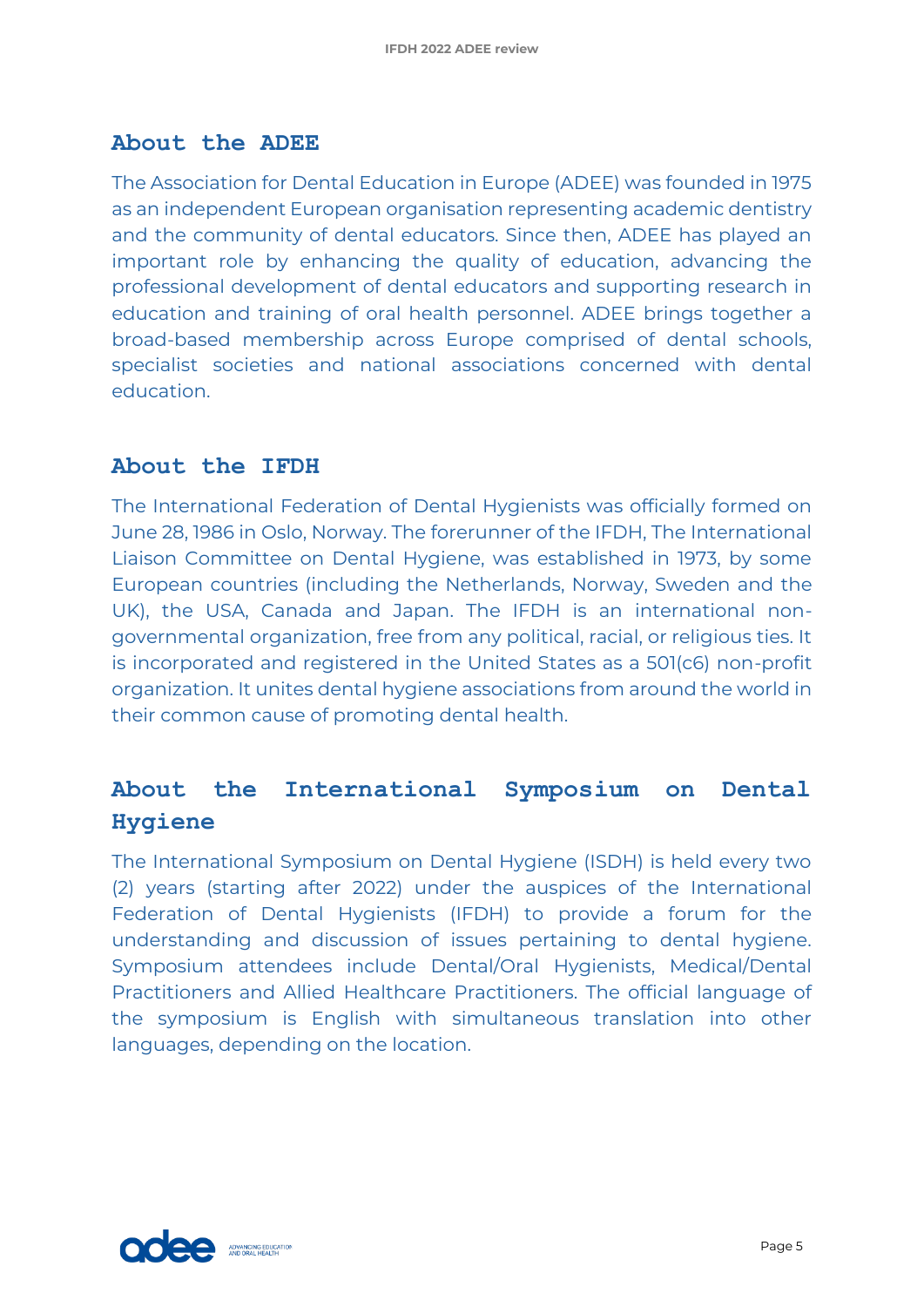## About the ADEE

The Association for Dental Education in Europe (ADEE) was founded in 1975 as an independent European organisation representing academic dentistry and the community of dental educators. Since then, ADEE has played an important role by enhancing the quality of education, advancing the professional development of dental educators and supporting research in education and training of oral health personnel. ADEE brings together a broad-based membership across Europe comprised of dental schools, specialist societies and national associations concerned with dental education.

## About the IFDH

The International Federation of Dental Hygienists was officially formed on June 28, 1986 in Oslo, Norway. The forerunner of the IFDH, The International Liaison Committee on Dental Hygiene, was established in 1973, by some European countries (including the Netherlands, Norway, Sweden and the UK), the USA, Canada and Japan. The IFDH is an international non-governmental organization, free from any political, racial, or religious ties. It is incorporated and registered in the United States as a 501(c6) non-profit organization. It unites dental hygiene associations from around the world in their common cause of promoting dental health.

## About the International Symposium on Dental Hygiene

The International Symposium on Dental Hygiene (ISDH) is held every two (2) years (starting after 2022) under the auspices of the International Federation of Dental Hygienists (IFDH) to provide a forum for the understanding and discussion of issues pertaining to dental hygiene. Symposium attendees include Dental/Oral Hygienists, Medical/Dental Practitioners and Allied Healthcare Practitioners. The official language of the symposium is English with simultaneous translation into other languages, depending on the location.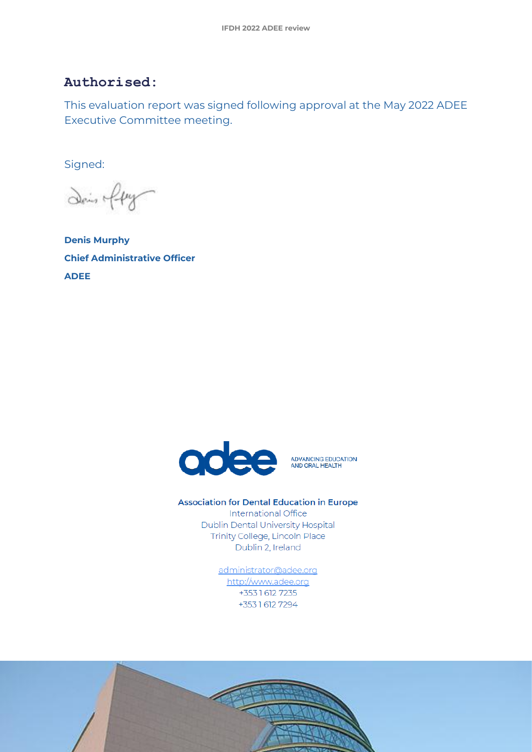## Authorised:

This evaluation report was signed following approval at the May 2022 ADEE Executive Committee meeting.

Signed:

**Denis Murphy**

**Chief Administrative Officer**

**ADEE**

ADVANCING EDUCATION AND ORAL HEALTH

**Association for Dental Education in Europe**
International Office
Dublin Dental University Hospital
Trinity College, Lincoln Place
Dublin 2, Ireland

administrator@adee.org
http://www.adee.org
+353 1 612 7235
+353 1 612 7294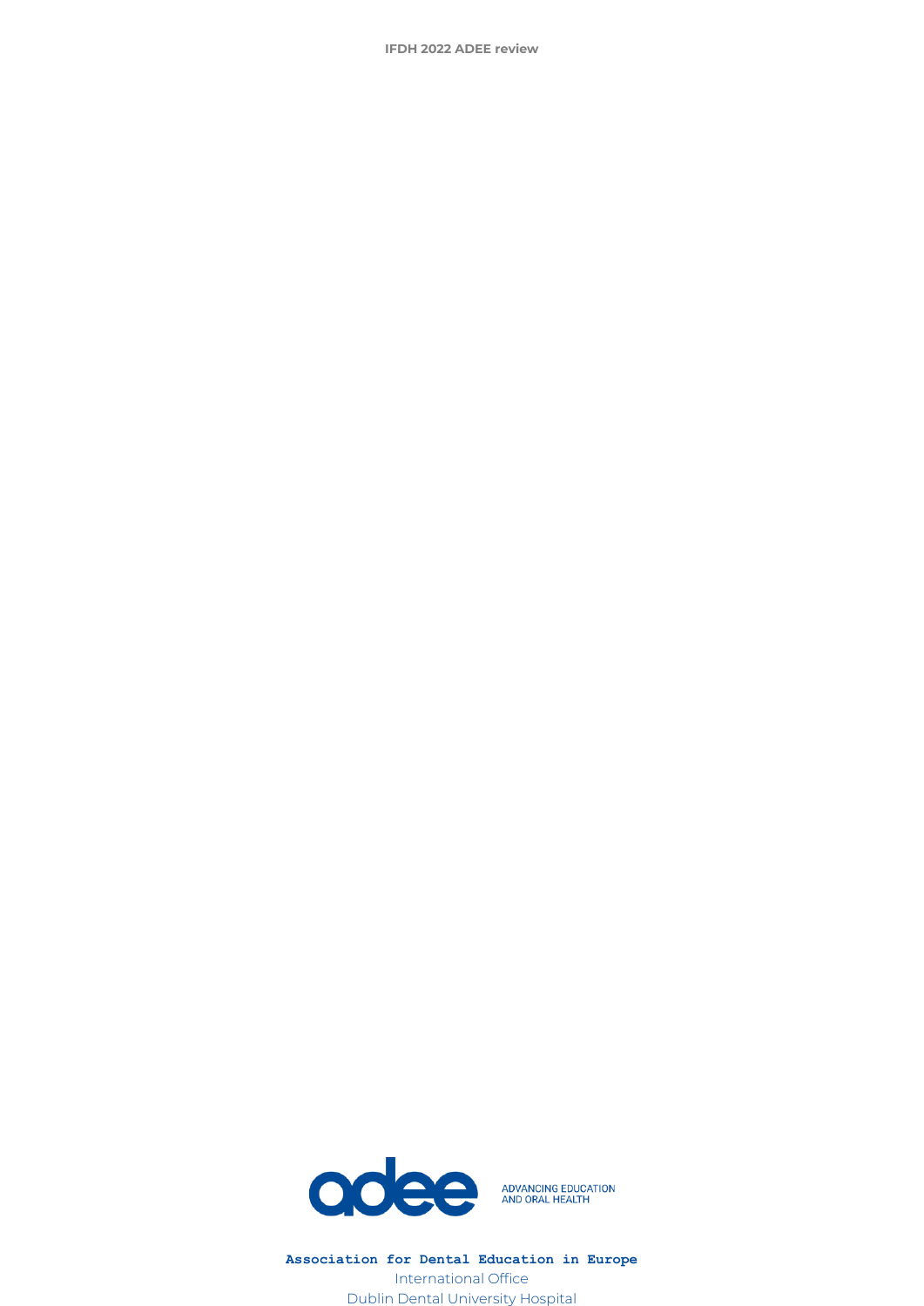adee

ADVANCING EDUCATION
AND ORAL HEALTH

**Association for Dental Education in Europe**

International Office

Dublin Dental University Hospital